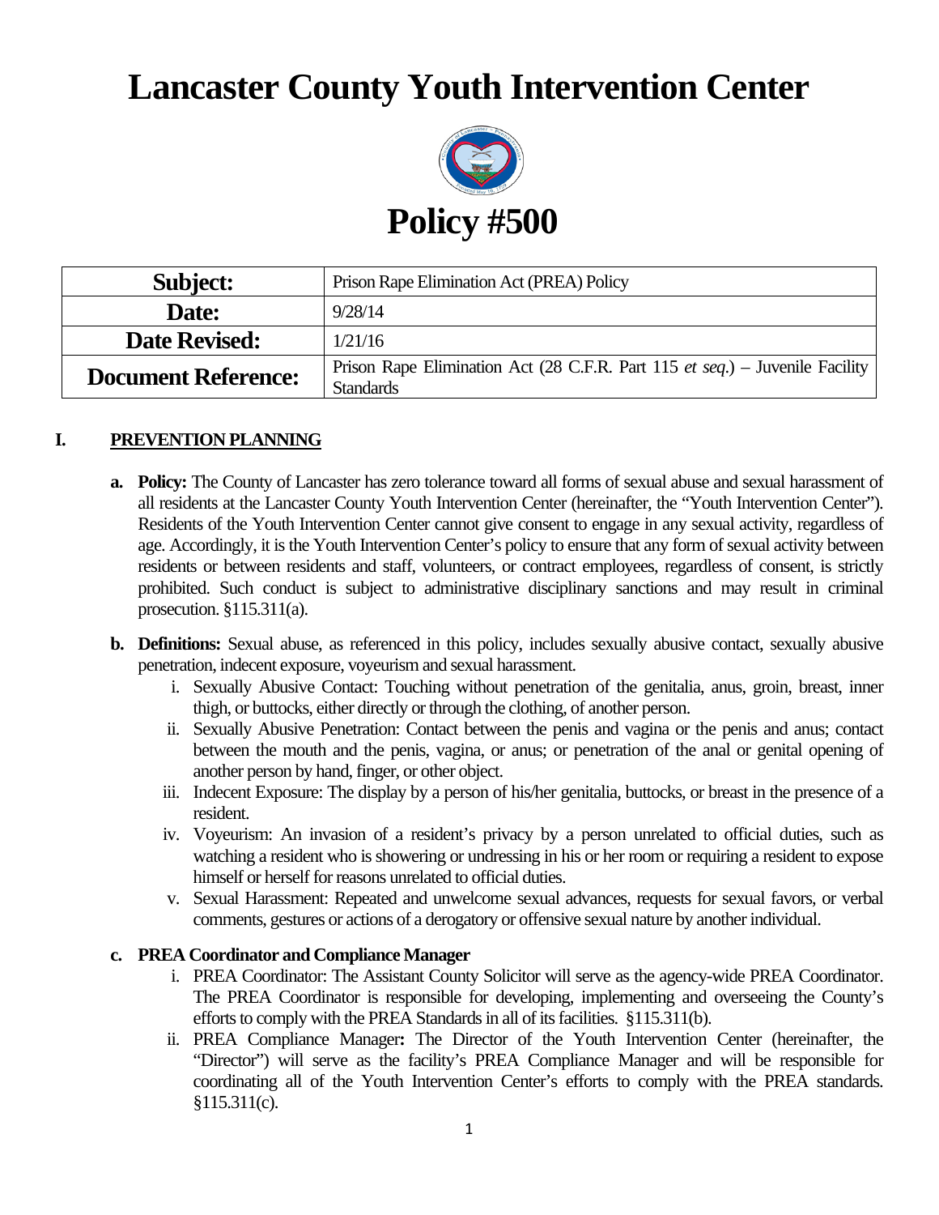# Lancaster County Youth Intervention Center

# Policy #500

| **Subject:** | Prison Rape Elimination Act (PREA) Policy |
|---|---|
| **Date:** | 9/28/14 |
| **Date Revised:** | 1/21/16 |
| **Document Reference:** | Prison Rape Elimination Act (28 C.F.R. Part 115 *et seq.*) – Juvenile Facility Standards |

## I. PREVENTION PLANNING

**a. Policy:** The County of Lancaster has zero tolerance toward all forms of sexual abuse and sexual harassment of all residents at the Lancaster County Youth Intervention Center (hereinafter, the "Youth Intervention Center"). Residents of the Youth Intervention Center cannot give consent to engage in any sexual activity, regardless of age. Accordingly, it is the Youth Intervention Center's policy to ensure that any form of sexual activity between residents or between residents and staff, volunteers, or contract employees, regardless of consent, is strictly prohibited. Such conduct is subject to administrative disciplinary sanctions and may result in criminal prosecution. §115.311(a).

**b. Definitions:** Sexual abuse, as referenced in this policy, includes sexually abusive contact, sexually abusive penetration, indecent exposure, voyeurism and sexual harassment.

i. Sexually Abusive Contact: Touching without penetration of the genitalia, anus, groin, breast, inner thigh, or buttocks, either directly or through the clothing, of another person.

ii. Sexually Abusive Penetration: Contact between the penis and vagina or the penis and anus; contact between the mouth and the penis, vagina, or anus; or penetration of the anal or genital opening of another person by hand, finger, or other object.

iii. Indecent Exposure: The display by a person of his/her genitalia, buttocks, or breast in the presence of a resident.

iv. Voyeurism: An invasion of a resident's privacy by a person unrelated to official duties, such as watching a resident who is showering or undressing in his or her room or requiring a resident to expose himself or herself for reasons unrelated to official duties.

v. Sexual Harassment: Repeated and unwelcome sexual advances, requests for sexual favors, or verbal comments, gestures or actions of a derogatory or offensive sexual nature by another individual.

**c. PREA Coordinator and Compliance Manager**

i. PREA Coordinator: The Assistant County Solicitor will serve as the agency-wide PREA Coordinator. The PREA Coordinator is responsible for developing, implementing and overseeing the County's efforts to comply with the PREA Standards in all of its facilities. §115.311(b).

ii. PREA Compliance Manager**:** The Director of the Youth Intervention Center (hereinafter, the "Director") will serve as the facility's PREA Compliance Manager and will be responsible for coordinating all of the Youth Intervention Center's efforts to comply with the PREA standards. §115.311(c).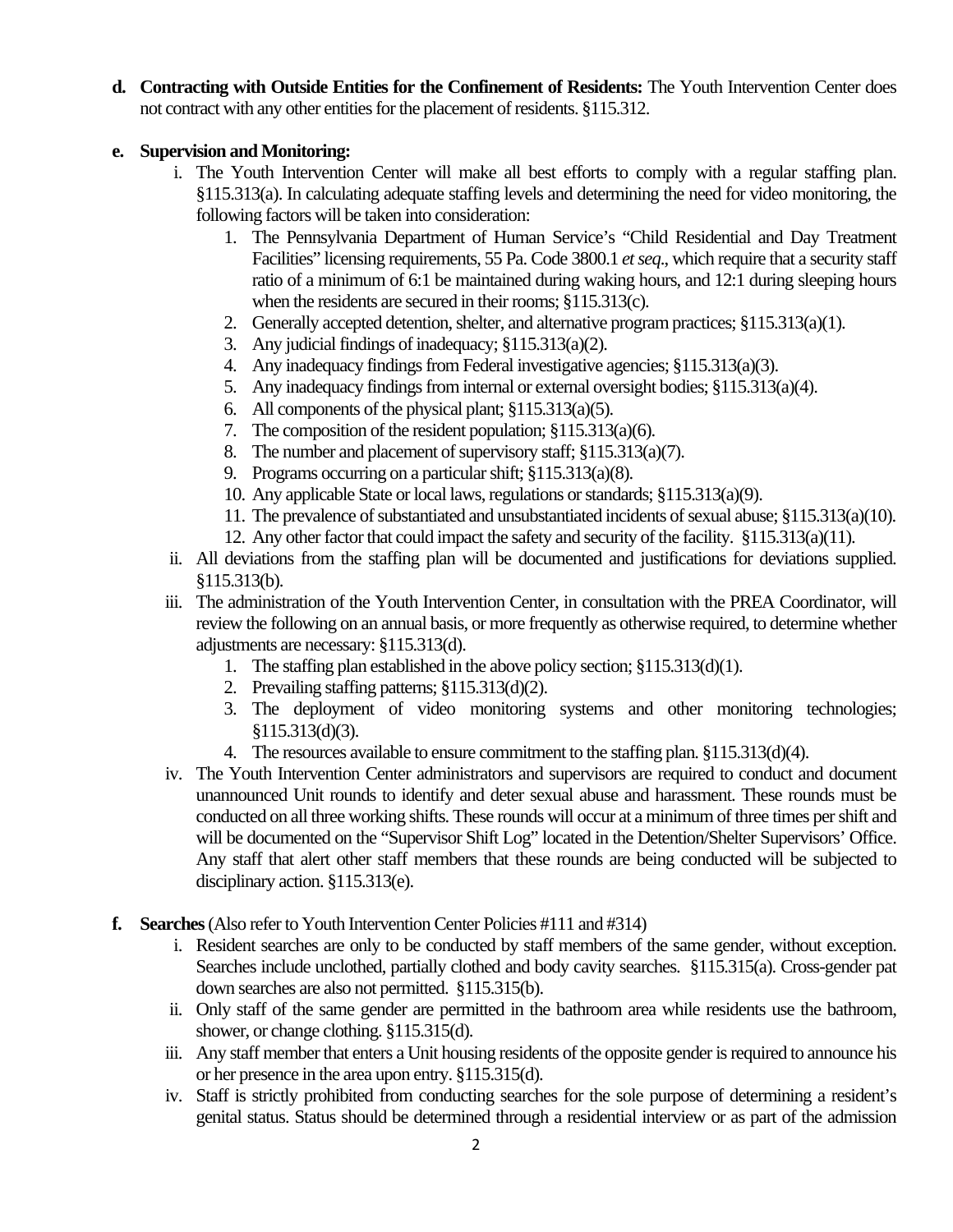**d. Contracting with Outside Entities for the Confinement of Residents:** The Youth Intervention Center does not contract with any other entities for the placement of residents. §115.312.

**e. Supervision and Monitoring:**

i. The Youth Intervention Center will make all best efforts to comply with a regular staffing plan. §115.313(a). In calculating adequate staffing levels and determining the need for video monitoring, the following factors will be taken into consideration:

1. The Pennsylvania Department of Human Service's "Child Residential and Day Treatment Facilities" licensing requirements, 55 Pa. Code 3800.1 *et seq*., which require that a security staff ratio of a minimum of 6:1 be maintained during waking hours, and 12:1 during sleeping hours when the residents are secured in their rooms; §115.313(c).
2. Generally accepted detention, shelter, and alternative program practices; §115.313(a)(1).
3. Any judicial findings of inadequacy; §115.313(a)(2).
4. Any inadequacy findings from Federal investigative agencies; §115.313(a)(3).
5. Any inadequacy findings from internal or external oversight bodies; §115.313(a)(4).
6. All components of the physical plant; §115.313(a)(5).
7. The composition of the resident population; §115.313(a)(6).
8. The number and placement of supervisory staff; §115.313(a)(7).
9. Programs occurring on a particular shift; §115.313(a)(8).
10. Any applicable State or local laws, regulations or standards; §115.313(a)(9).
11. The prevalence of substantiated and unsubstantiated incidents of sexual abuse; §115.313(a)(10).
12. Any other factor that could impact the safety and security of the facility. §115.313(a)(11).

ii. All deviations from the staffing plan will be documented and justifications for deviations supplied. §115.313(b).

iii. The administration of the Youth Intervention Center, in consultation with the PREA Coordinator, will review the following on an annual basis, or more frequently as otherwise required, to determine whether adjustments are necessary: §115.313(d).

1. The staffing plan established in the above policy section; §115.313(d)(1).
2. Prevailing staffing patterns; §115.313(d)(2).
3. The deployment of video monitoring systems and other monitoring technologies; §115.313(d)(3).
4. The resources available to ensure commitment to the staffing plan. §115.313(d)(4).

iv. The Youth Intervention Center administrators and supervisors are required to conduct and document unannounced Unit rounds to identify and deter sexual abuse and harassment. These rounds must be conducted on all three working shifts. These rounds will occur at a minimum of three times per shift and will be documented on the "Supervisor Shift Log" located in the Detention/Shelter Supervisors' Office. Any staff that alert other staff members that these rounds are being conducted will be subjected to disciplinary action. §115.313(e).

**f. Searches** (Also refer to Youth Intervention Center Policies #111 and #314)

i. Resident searches are only to be conducted by staff members of the same gender, without exception. Searches include unclothed, partially clothed and body cavity searches. §115.315(a). Cross-gender pat down searches are also not permitted. §115.315(b).

ii. Only staff of the same gender are permitted in the bathroom area while residents use the bathroom, shower, or change clothing. §115.315(d).

iii. Any staff member that enters a Unit housing residents of the opposite gender is required to announce his or her presence in the area upon entry. §115.315(d).

iv. Staff is strictly prohibited from conducting searches for the sole purpose of determining a resident's genital status. Status should be determined through a residential interview or as part of the admission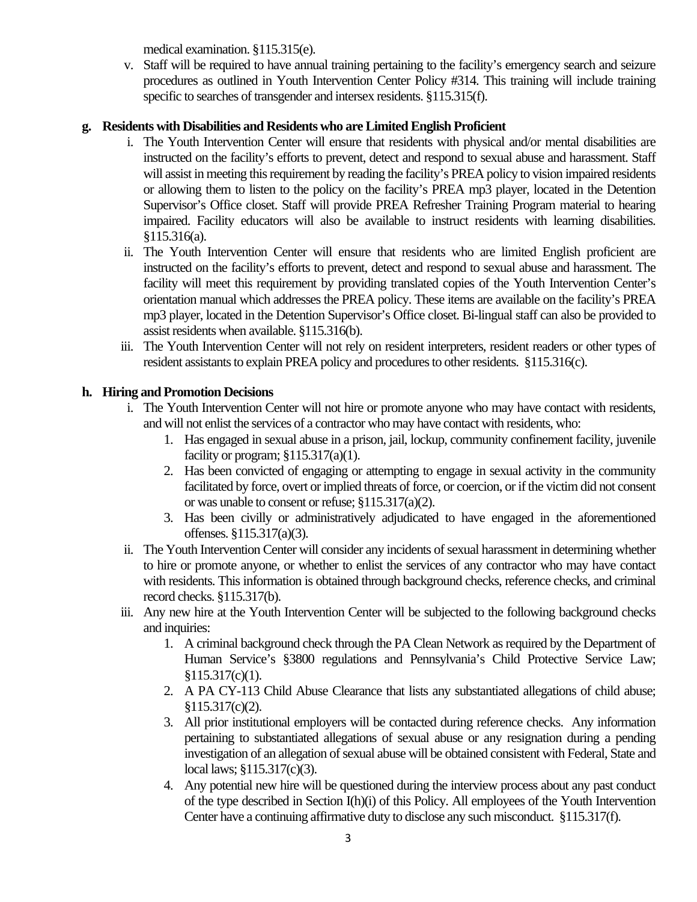medical examination. §115.315(e).

v. Staff will be required to have annual training pertaining to the facility's emergency search and seizure procedures as outlined in Youth Intervention Center Policy #314. This training will include training specific to searches of transgender and intersex residents. §115.315(f).

**g. Residents with Disabilities and Residents who are Limited English Proficient**

i. The Youth Intervention Center will ensure that residents with physical and/or mental disabilities are instructed on the facility's efforts to prevent, detect and respond to sexual abuse and harassment. Staff will assist in meeting this requirement by reading the facility's PREA policy to vision impaired residents or allowing them to listen to the policy on the facility's PREA mp3 player, located in the Detention Supervisor's Office closet. Staff will provide PREA Refresher Training Program material to hearing impaired. Facility educators will also be available to instruct residents with learning disabilities. §115.316(a).

ii. The Youth Intervention Center will ensure that residents who are limited English proficient are instructed on the facility's efforts to prevent, detect and respond to sexual abuse and harassment. The facility will meet this requirement by providing translated copies of the Youth Intervention Center's orientation manual which addresses the PREA policy. These items are available on the facility's PREA mp3 player, located in the Detention Supervisor's Office closet. Bi-lingual staff can also be provided to assist residents when available. §115.316(b).

iii. The Youth Intervention Center will not rely on resident interpreters, resident readers or other types of resident assistants to explain PREA policy and procedures to other residents. §115.316(c).

**h. Hiring and Promotion Decisions**

i. The Youth Intervention Center will not hire or promote anyone who may have contact with residents, and will not enlist the services of a contractor who may have contact with residents, who:

1. Has engaged in sexual abuse in a prison, jail, lockup, community confinement facility, juvenile facility or program; §115.317(a)(1).
2. Has been convicted of engaging or attempting to engage in sexual activity in the community facilitated by force, overt or implied threats of force, or coercion, or if the victim did not consent or was unable to consent or refuse; §115.317(a)(2).
3. Has been civilly or administratively adjudicated to have engaged in the aforementioned offenses. §115.317(a)(3).

ii. The Youth Intervention Center will consider any incidents of sexual harassment in determining whether to hire or promote anyone, or whether to enlist the services of any contractor who may have contact with residents. This information is obtained through background checks, reference checks, and criminal record checks. §115.317(b).

iii. Any new hire at the Youth Intervention Center will be subjected to the following background checks and inquiries:

1. A criminal background check through the PA Clean Network as required by the Department of Human Service's §3800 regulations and Pennsylvania's Child Protective Service Law; §115.317(c)(1).
2. A PA CY-113 Child Abuse Clearance that lists any substantiated allegations of child abuse; §115.317(c)(2).
3. All prior institutional employers will be contacted during reference checks. Any information pertaining to substantiated allegations of sexual abuse or any resignation during a pending investigation of an allegation of sexual abuse will be obtained consistent with Federal, State and local laws; §115.317(c)(3).
4. Any potential new hire will be questioned during the interview process about any past conduct of the type described in Section I(h)(i) of this Policy. All employees of the Youth Intervention Center have a continuing affirmative duty to disclose any such misconduct. §115.317(f).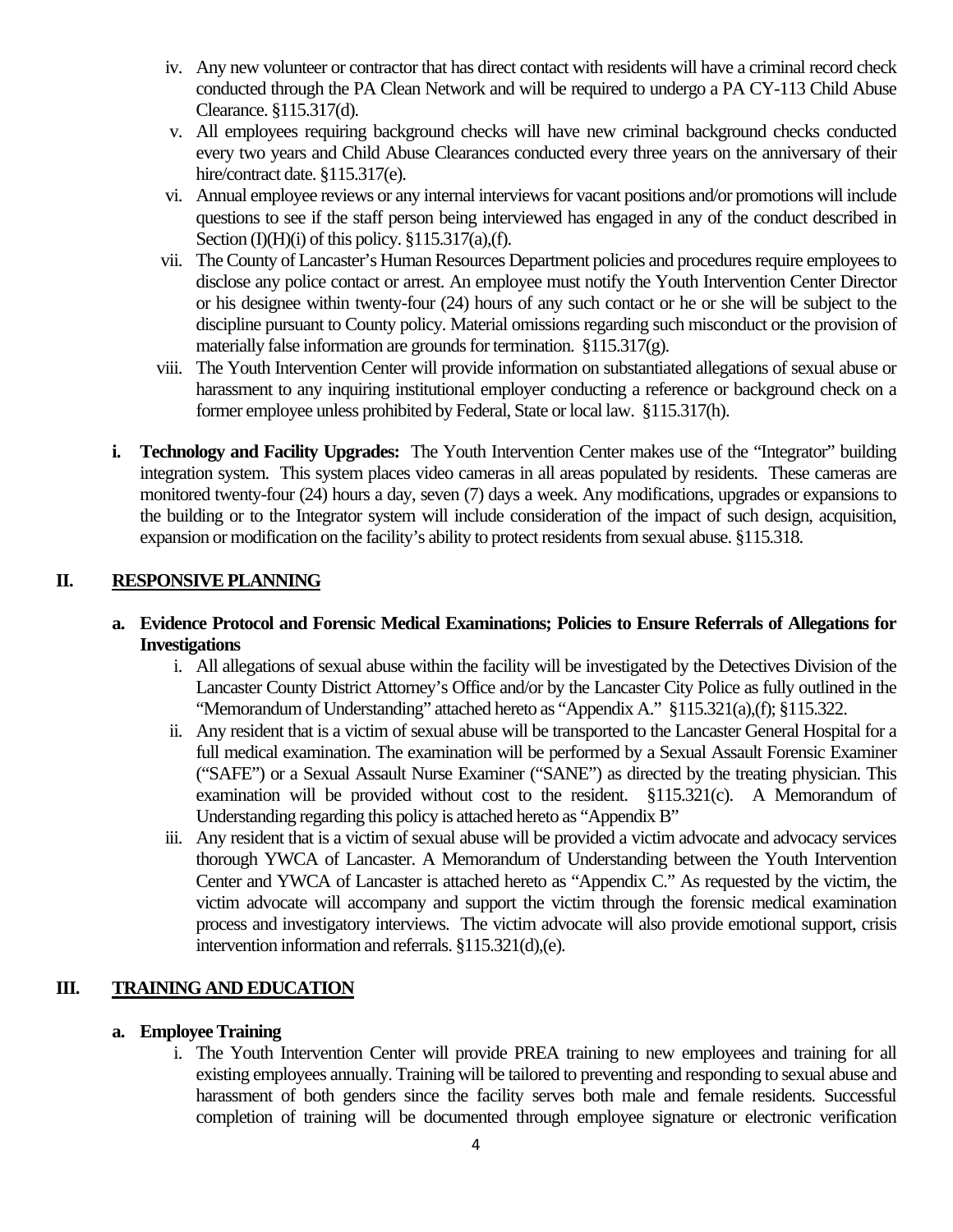iv. Any new volunteer or contractor that has direct contact with residents will have a criminal record check conducted through the PA Clean Network and will be required to undergo a PA CY-113 Child Abuse Clearance. §115.317(d).

v. All employees requiring background checks will have new criminal background checks conducted every two years and Child Abuse Clearances conducted every three years on the anniversary of their hire/contract date. §115.317(e).

vi. Annual employee reviews or any internal interviews for vacant positions and/or promotions will include questions to see if the staff person being interviewed has engaged in any of the conduct described in Section (I)(H)(i) of this policy. §115.317(a),(f).

vii. The County of Lancaster's Human Resources Department policies and procedures require employees to disclose any police contact or arrest. An employee must notify the Youth Intervention Center Director or his designee within twenty-four (24) hours of any such contact or he or she will be subject to the discipline pursuant to County policy. Material omissions regarding such misconduct or the provision of materially false information are grounds for termination. §115.317(g).

viii. The Youth Intervention Center will provide information on substantiated allegations of sexual abuse or harassment to any inquiring institutional employer conducting a reference or background check on a former employee unless prohibited by Federal, State or local law. §115.317(h).

**i. Technology and Facility Upgrades:** The Youth Intervention Center makes use of the "Integrator" building integration system. This system places video cameras in all areas populated by residents. These cameras are monitored twenty-four (24) hours a day, seven (7) days a week. Any modifications, upgrades or expansions to the building or to the Integrator system will include consideration of the impact of such design, acquisition, expansion or modification on the facility's ability to protect residents from sexual abuse. §115.318.

## II. RESPONSIVE PLANNING

**a. Evidence Protocol and Forensic Medical Examinations; Policies to Ensure Referrals of Allegations for Investigations**

i. All allegations of sexual abuse within the facility will be investigated by the Detectives Division of the Lancaster County District Attorney's Office and/or by the Lancaster City Police as fully outlined in the "Memorandum of Understanding" attached hereto as "Appendix A." §115.321(a),(f); §115.322.

ii. Any resident that is a victim of sexual abuse will be transported to the Lancaster General Hospital for a full medical examination. The examination will be performed by a Sexual Assault Forensic Examiner ("SAFE") or a Sexual Assault Nurse Examiner ("SANE") as directed by the treating physician. This examination will be provided without cost to the resident. §115.321(c). A Memorandum of Understanding regarding this policy is attached hereto as "Appendix B"

iii. Any resident that is a victim of sexual abuse will be provided a victim advocate and advocacy services thorough YWCA of Lancaster. A Memorandum of Understanding between the Youth Intervention Center and YWCA of Lancaster is attached hereto as "Appendix C." As requested by the victim, the victim advocate will accompany and support the victim through the forensic medical examination process and investigatory interviews. The victim advocate will also provide emotional support, crisis intervention information and referrals. §115.321(d),(e).

## III. TRAINING AND EDUCATION

**a. Employee Training**

i. The Youth Intervention Center will provide PREA training to new employees and training for all existing employees annually. Training will be tailored to preventing and responding to sexual abuse and harassment of both genders since the facility serves both male and female residents. Successful completion of training will be documented through employee signature or electronic verification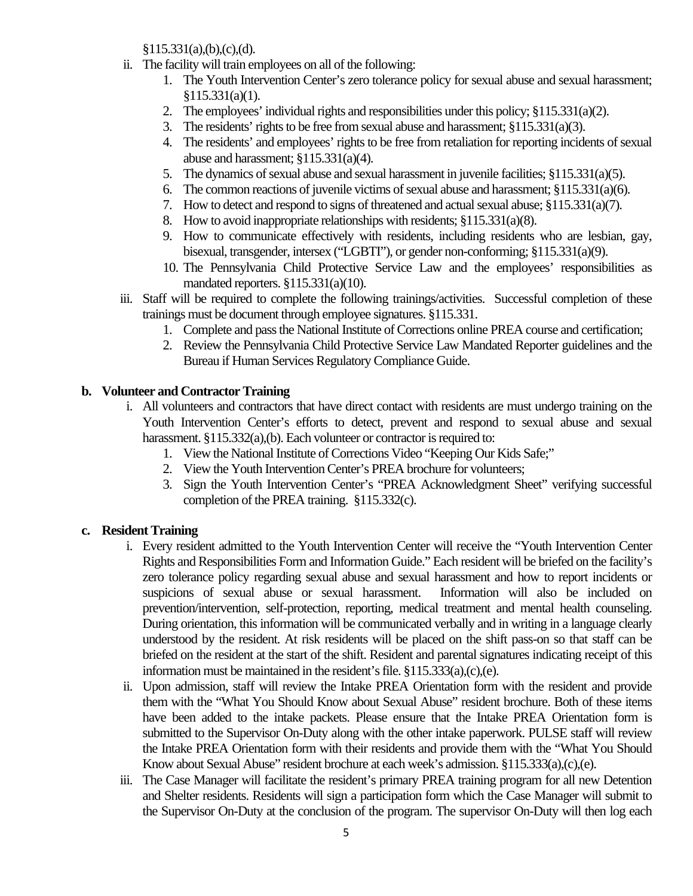§115.331(a),(b),(c),(d).

ii. The facility will train employees on all of the following:
    1. The Youth Intervention Center's zero tolerance policy for sexual abuse and sexual harassment; §115.331(a)(1).
    2. The employees' individual rights and responsibilities under this policy; §115.331(a)(2).
    3. The residents' rights to be free from sexual abuse and harassment; §115.331(a)(3).
    4. The residents' and employees' rights to be free from retaliation for reporting incidents of sexual abuse and harassment; §115.331(a)(4).
    5. The dynamics of sexual abuse and sexual harassment in juvenile facilities; §115.331(a)(5).
    6. The common reactions of juvenile victims of sexual abuse and harassment; §115.331(a)(6).
    7. How to detect and respond to signs of threatened and actual sexual abuse; §115.331(a)(7).
    8. How to avoid inappropriate relationships with residents; §115.331(a)(8).
    9. How to communicate effectively with residents, including residents who are lesbian, gay, bisexual, transgender, intersex ("LGBTI"), or gender non-conforming; §115.331(a)(9).
    10. The Pennsylvania Child Protective Service Law and the employees' responsibilities as mandated reporters. §115.331(a)(10).

iii. Staff will be required to complete the following trainings/activities. Successful completion of these trainings must be document through employee signatures. §115.331.
    1. Complete and pass the National Institute of Corrections online PREA course and certification;
    2. Review the Pennsylvania Child Protective Service Law Mandated Reporter guidelines and the Bureau if Human Services Regulatory Compliance Guide.

**b. Volunteer and Contractor Training**

i. All volunteers and contractors that have direct contact with residents are must undergo training on the Youth Intervention Center's efforts to detect, prevent and respond to sexual abuse and sexual harassment. §115.332(a),(b). Each volunteer or contractor is required to:
    1. View the National Institute of Corrections Video "Keeping Our Kids Safe;"
    2. View the Youth Intervention Center's PREA brochure for volunteers;
    3. Sign the Youth Intervention Center's "PREA Acknowledgment Sheet" verifying successful completion of the PREA training. §115.332(c).

**c. Resident Training**

i. Every resident admitted to the Youth Intervention Center will receive the "Youth Intervention Center Rights and Responsibilities Form and Information Guide." Each resident will be briefed on the facility's zero tolerance policy regarding sexual abuse and sexual harassment and how to report incidents or suspicions of sexual abuse or sexual harassment. Information will also be included on prevention/intervention, self-protection, reporting, medical treatment and mental health counseling. During orientation, this information will be communicated verbally and in writing in a language clearly understood by the resident. At risk residents will be placed on the shift pass-on so that staff can be briefed on the resident at the start of the shift. Resident and parental signatures indicating receipt of this information must be maintained in the resident's file. §115.333(a),(c),(e).

ii. Upon admission, staff will review the Intake PREA Orientation form with the resident and provide them with the "What You Should Know about Sexual Abuse" resident brochure. Both of these items have been added to the intake packets. Please ensure that the Intake PREA Orientation form is submitted to the Supervisor On-Duty along with the other intake paperwork. PULSE staff will review the Intake PREA Orientation form with their residents and provide them with the "What You Should Know about Sexual Abuse" resident brochure at each week's admission. §115.333(a),(c),(e).

iii. The Case Manager will facilitate the resident's primary PREA training program for all new Detention and Shelter residents. Residents will sign a participation form which the Case Manager will submit to the Supervisor On-Duty at the conclusion of the program. The supervisor On-Duty will then log each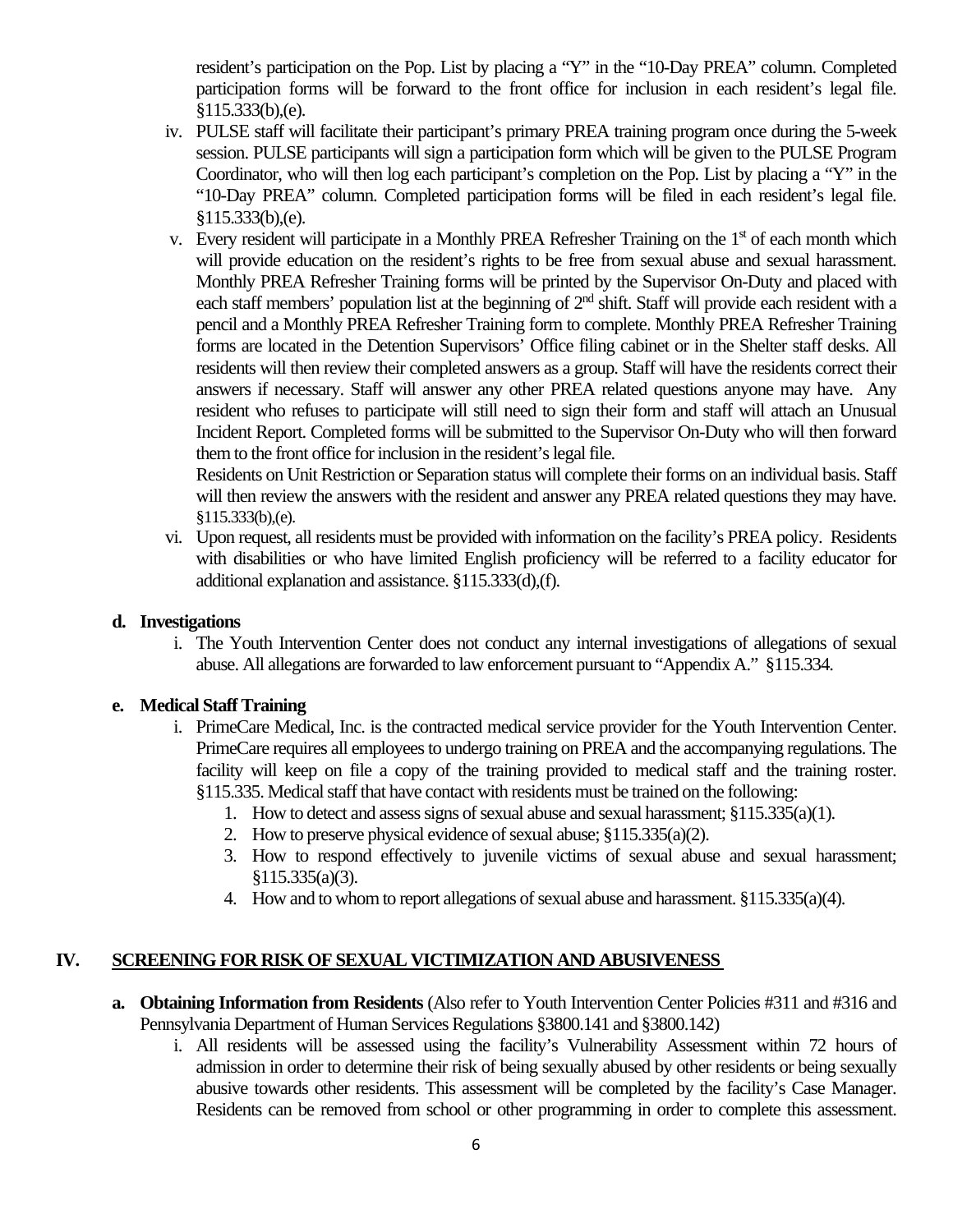resident's participation on the Pop. List by placing a "Y" in the "10-Day PREA" column. Completed participation forms will be forward to the front office for inclusion in each resident's legal file. §115.333(b),(e).

iv. PULSE staff will facilitate their participant's primary PREA training program once during the 5-week session. PULSE participants will sign a participation form which will be given to the PULSE Program Coordinator, who will then log each participant's completion on the Pop. List by placing a "Y" in the "10-Day PREA" column. Completed participation forms will be filed in each resident's legal file. §115.333(b),(e).

v. Every resident will participate in a Monthly PREA Refresher Training on the 1st of each month which will provide education on the resident's rights to be free from sexual abuse and sexual harassment. Monthly PREA Refresher Training forms will be printed by the Supervisor On-Duty and placed with each staff members' population list at the beginning of 2nd shift. Staff will provide each resident with a pencil and a Monthly PREA Refresher Training form to complete. Monthly PREA Refresher Training forms are located in the Detention Supervisors' Office filing cabinet or in the Shelter staff desks. All residents will then review their completed answers as a group. Staff will have the residents correct their answers if necessary. Staff will answer any other PREA related questions anyone may have. Any resident who refuses to participate will still need to sign their form and staff will attach an Unusual Incident Report. Completed forms will be submitted to the Supervisor On-Duty who will then forward them to the front office for inclusion in the resident's legal file.

Residents on Unit Restriction or Separation status will complete their forms on an individual basis. Staff will then review the answers with the resident and answer any PREA related questions they may have. §115.333(b),(e).

vi. Upon request, all residents must be provided with information on the facility's PREA policy. Residents with disabilities or who have limited English proficiency will be referred to a facility educator for additional explanation and assistance. §115.333(d),(f).

**d. Investigations**

i. The Youth Intervention Center does not conduct any internal investigations of allegations of sexual abuse. All allegations are forwarded to law enforcement pursuant to "Appendix A." §115.334.

**e. Medical Staff Training**

i. PrimeCare Medical, Inc. is the contracted medical service provider for the Youth Intervention Center. PrimeCare requires all employees to undergo training on PREA and the accompanying regulations. The facility will keep on file a copy of the training provided to medical staff and the training roster. §115.335. Medical staff that have contact with residents must be trained on the following:

1. How to detect and assess signs of sexual abuse and sexual harassment; §115.335(a)(1).
2. How to preserve physical evidence of sexual abuse; §115.335(a)(2).
3. How to respond effectively to juvenile victims of sexual abuse and sexual harassment; §115.335(a)(3).
4. How and to whom to report allegations of sexual abuse and harassment. §115.335(a)(4).

## IV. SCREENING FOR RISK OF SEXUAL VICTIMIZATION AND ABUSIVENESS

**a. Obtaining Information from Residents** (Also refer to Youth Intervention Center Policies #311 and #316 and Pennsylvania Department of Human Services Regulations §3800.141 and §3800.142)

i. All residents will be assessed using the facility's Vulnerability Assessment within 72 hours of admission in order to determine their risk of being sexually abused by other residents or being sexually abusive towards other residents. This assessment will be completed by the facility's Case Manager. Residents can be removed from school or other programming in order to complete this assessment.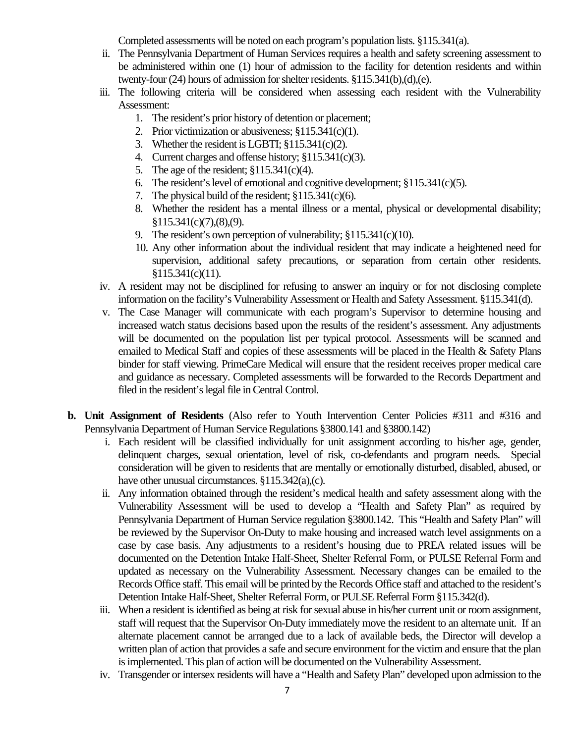Completed assessments will be noted on each program's population lists. §115.341(a).

ii. The Pennsylvania Department of Human Services requires a health and safety screening assessment to be administered within one (1) hour of admission to the facility for detention residents and within twenty-four (24) hours of admission for shelter residents. §115.341(b),(d),(e).

iii. The following criteria will be considered when assessing each resident with the Vulnerability Assessment:
   1. The resident's prior history of detention or placement;
   2. Prior victimization or abusiveness; §115.341(c)(1).
   3. Whether the resident is LGBTI; §115.341(c)(2).
   4. Current charges and offense history; §115.341(c)(3).
   5. The age of the resident; §115.341(c)(4).
   6. The resident's level of emotional and cognitive development; §115.341(c)(5).
   7. The physical build of the resident; §115.341(c)(6).
   8. Whether the resident has a mental illness or a mental, physical or developmental disability; §115.341(c)(7),(8),(9).
   9. The resident's own perception of vulnerability; §115.341(c)(10).
   10. Any other information about the individual resident that may indicate a heightened need for supervision, additional safety precautions, or separation from certain other residents. §115.341(c)(11).

iv. A resident may not be disciplined for refusing to answer an inquiry or for not disclosing complete information on the facility's Vulnerability Assessment or Health and Safety Assessment. §115.341(d).

v. The Case Manager will communicate with each program's Supervisor to determine housing and increased watch status decisions based upon the results of the resident's assessment. Any adjustments will be documented on the population list per typical protocol. Assessments will be scanned and emailed to Medical Staff and copies of these assessments will be placed in the Health & Safety Plans binder for staff viewing. PrimeCare Medical will ensure that the resident receives proper medical care and guidance as necessary. Completed assessments will be forwarded to the Records Department and filed in the resident's legal file in Central Control.

**b. Unit Assignment of Residents** (Also refer to Youth Intervention Center Policies #311 and #316 and Pennsylvania Department of Human Service Regulations §3800.141 and §3800.142)

i. Each resident will be classified individually for unit assignment according to his/her age, gender, delinquent charges, sexual orientation, level of risk, co-defendants and program needs. Special consideration will be given to residents that are mentally or emotionally disturbed, disabled, abused, or have other unusual circumstances. §115.342(a),(c).

ii. Any information obtained through the resident's medical health and safety assessment along with the Vulnerability Assessment will be used to develop a "Health and Safety Plan" as required by Pennsylvania Department of Human Service regulation §3800.142. This "Health and Safety Plan" will be reviewed by the Supervisor On-Duty to make housing and increased watch level assignments on a case by case basis. Any adjustments to a resident's housing due to PREA related issues will be documented on the Detention Intake Half-Sheet, Shelter Referral Form, or PULSE Referral Form and updated as necessary on the Vulnerability Assessment. Necessary changes can be emailed to the Records Office staff. This email will be printed by the Records Office staff and attached to the resident's Detention Intake Half-Sheet, Shelter Referral Form, or PULSE Referral Form §115.342(d).

iii. When a resident is identified as being at risk for sexual abuse in his/her current unit or room assignment, staff will request that the Supervisor On-Duty immediately move the resident to an alternate unit. If an alternate placement cannot be arranged due to a lack of available beds, the Director will develop a written plan of action that provides a safe and secure environment for the victim and ensure that the plan is implemented. This plan of action will be documented on the Vulnerability Assessment.

iv. Transgender or intersex residents will have a "Health and Safety Plan" developed upon admission to the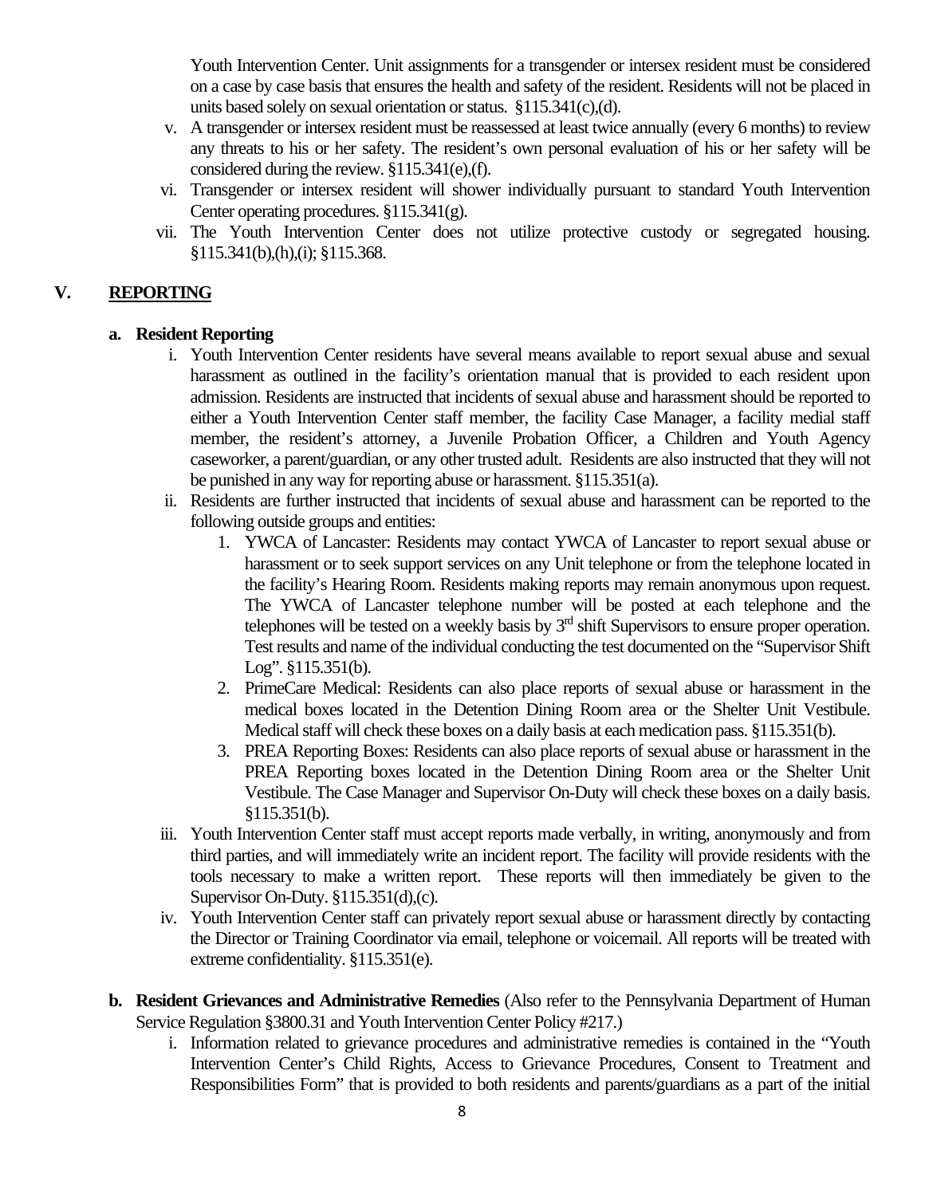Youth Intervention Center. Unit assignments for a transgender or intersex resident must be considered on a case by case basis that ensures the health and safety of the resident. Residents will not be placed in units based solely on sexual orientation or status. §115.341(c),(d).

v. A transgender or intersex resident must be reassessed at least twice annually (every 6 months) to review any threats to his or her safety. The resident's own personal evaluation of his or her safety will be considered during the review. §115.341(e),(f).

vi. Transgender or intersex resident will shower individually pursuant to standard Youth Intervention Center operating procedures. §115.341(g).

vii. The Youth Intervention Center does not utilize protective custody or segregated housing. §115.341(b),(h),(i); §115.368.

## V. REPORTING

### a. Resident Reporting

i. Youth Intervention Center residents have several means available to report sexual abuse and sexual harassment as outlined in the facility's orientation manual that is provided to each resident upon admission. Residents are instructed that incidents of sexual abuse and harassment should be reported to either a Youth Intervention Center staff member, the facility Case Manager, a facility medial staff member, the resident's attorney, a Juvenile Probation Officer, a Children and Youth Agency caseworker, a parent/guardian, or any other trusted adult. Residents are also instructed that they will not be punished in any way for reporting abuse or harassment. §115.351(a).

ii. Residents are further instructed that incidents of sexual abuse and harassment can be reported to the following outside groups and entities:

1. YWCA of Lancaster: Residents may contact YWCA of Lancaster to report sexual abuse or harassment or to seek support services on any Unit telephone or from the telephone located in the facility's Hearing Room. Residents making reports may remain anonymous upon request. The YWCA of Lancaster telephone number will be posted at each telephone and the telephones will be tested on a weekly basis by 3rd shift Supervisors to ensure proper operation. Test results and name of the individual conducting the test documented on the "Supervisor Shift Log". §115.351(b).
2. PrimeCare Medical: Residents can also place reports of sexual abuse or harassment in the medical boxes located in the Detention Dining Room area or the Shelter Unit Vestibule. Medical staff will check these boxes on a daily basis at each medication pass. §115.351(b).
3. PREA Reporting Boxes: Residents can also place reports of sexual abuse or harassment in the PREA Reporting boxes located in the Detention Dining Room area or the Shelter Unit Vestibule. The Case Manager and Supervisor On-Duty will check these boxes on a daily basis. §115.351(b).

iii. Youth Intervention Center staff must accept reports made verbally, in writing, anonymously and from third parties, and will immediately write an incident report. The facility will provide residents with the tools necessary to make a written report. These reports will then immediately be given to the Supervisor On-Duty. §115.351(d),(c).

iv. Youth Intervention Center staff can privately report sexual abuse or harassment directly by contacting the Director or Training Coordinator via email, telephone or voicemail. All reports will be treated with extreme confidentiality. §115.351(e).

### b. Resident Grievances and Administrative Remedies (Also refer to the Pennsylvania Department of Human Service Regulation §3800.31 and Youth Intervention Center Policy #217.)

i. Information related to grievance procedures and administrative remedies is contained in the "Youth Intervention Center's Child Rights, Access to Grievance Procedures, Consent to Treatment and Responsibilities Form" that is provided to both residents and parents/guardians as a part of the initial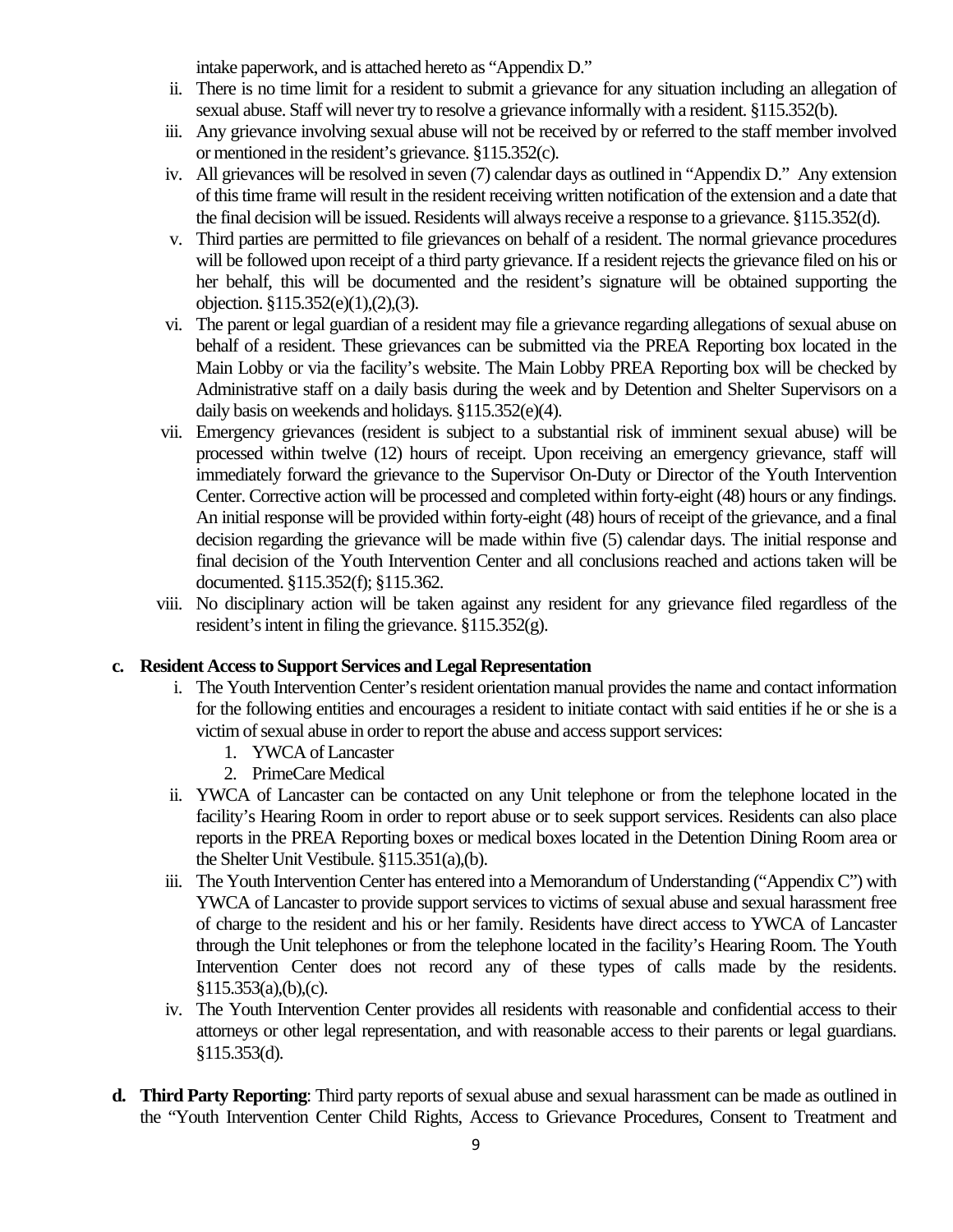intake paperwork, and is attached hereto as "Appendix D."

ii. There is no time limit for a resident to submit a grievance for any situation including an allegation of sexual abuse. Staff will never try to resolve a grievance informally with a resident. §115.352(b).

iii. Any grievance involving sexual abuse will not be received by or referred to the staff member involved or mentioned in the resident's grievance. §115.352(c).

iv. All grievances will be resolved in seven (7) calendar days as outlined in "Appendix D." Any extension of this time frame will result in the resident receiving written notification of the extension and a date that the final decision will be issued. Residents will always receive a response to a grievance. §115.352(d).

v. Third parties are permitted to file grievances on behalf of a resident. The normal grievance procedures will be followed upon receipt of a third party grievance. If a resident rejects the grievance filed on his or her behalf, this will be documented and the resident's signature will be obtained supporting the objection. §115.352(e)(1),(2),(3).

vi. The parent or legal guardian of a resident may file a grievance regarding allegations of sexual abuse on behalf of a resident. These grievances can be submitted via the PREA Reporting box located in the Main Lobby or via the facility's website. The Main Lobby PREA Reporting box will be checked by Administrative staff on a daily basis during the week and by Detention and Shelter Supervisors on a daily basis on weekends and holidays. §115.352(e)(4).

vii. Emergency grievances (resident is subject to a substantial risk of imminent sexual abuse) will be processed within twelve (12) hours of receipt. Upon receiving an emergency grievance, staff will immediately forward the grievance to the Supervisor On-Duty or Director of the Youth Intervention Center. Corrective action will be processed and completed within forty-eight (48) hours or any findings. An initial response will be provided within forty-eight (48) hours of receipt of the grievance, and a final decision regarding the grievance will be made within five (5) calendar days. The initial response and final decision of the Youth Intervention Center and all conclusions reached and actions taken will be documented. §115.352(f); §115.362.

viii. No disciplinary action will be taken against any resident for any grievance filed regardless of the resident's intent in filing the grievance. §115.352(g).

**c. Resident Access to Support Services and Legal Representation**

i. The Youth Intervention Center's resident orientation manual provides the name and contact information for the following entities and encourages a resident to initiate contact with said entities if he or she is a victim of sexual abuse in order to report the abuse and access support services:

1. YWCA of Lancaster
2. PrimeCare Medical

ii. YWCA of Lancaster can be contacted on any Unit telephone or from the telephone located in the facility's Hearing Room in order to report abuse or to seek support services. Residents can also place reports in the PREA Reporting boxes or medical boxes located in the Detention Dining Room area or the Shelter Unit Vestibule. §115.351(a),(b).

iii. The Youth Intervention Center has entered into a Memorandum of Understanding ("Appendix C") with YWCA of Lancaster to provide support services to victims of sexual abuse and sexual harassment free of charge to the resident and his or her family. Residents have direct access to YWCA of Lancaster through the Unit telephones or from the telephone located in the facility's Hearing Room. The Youth Intervention Center does not record any of these types of calls made by the residents. §115.353(a),(b),(c).

iv. The Youth Intervention Center provides all residents with reasonable and confidential access to their attorneys or other legal representation, and with reasonable access to their parents or legal guardians. §115.353(d).

**d. Third Party Reporting**: Third party reports of sexual abuse and sexual harassment can be made as outlined in the "Youth Intervention Center Child Rights, Access to Grievance Procedures, Consent to Treatment and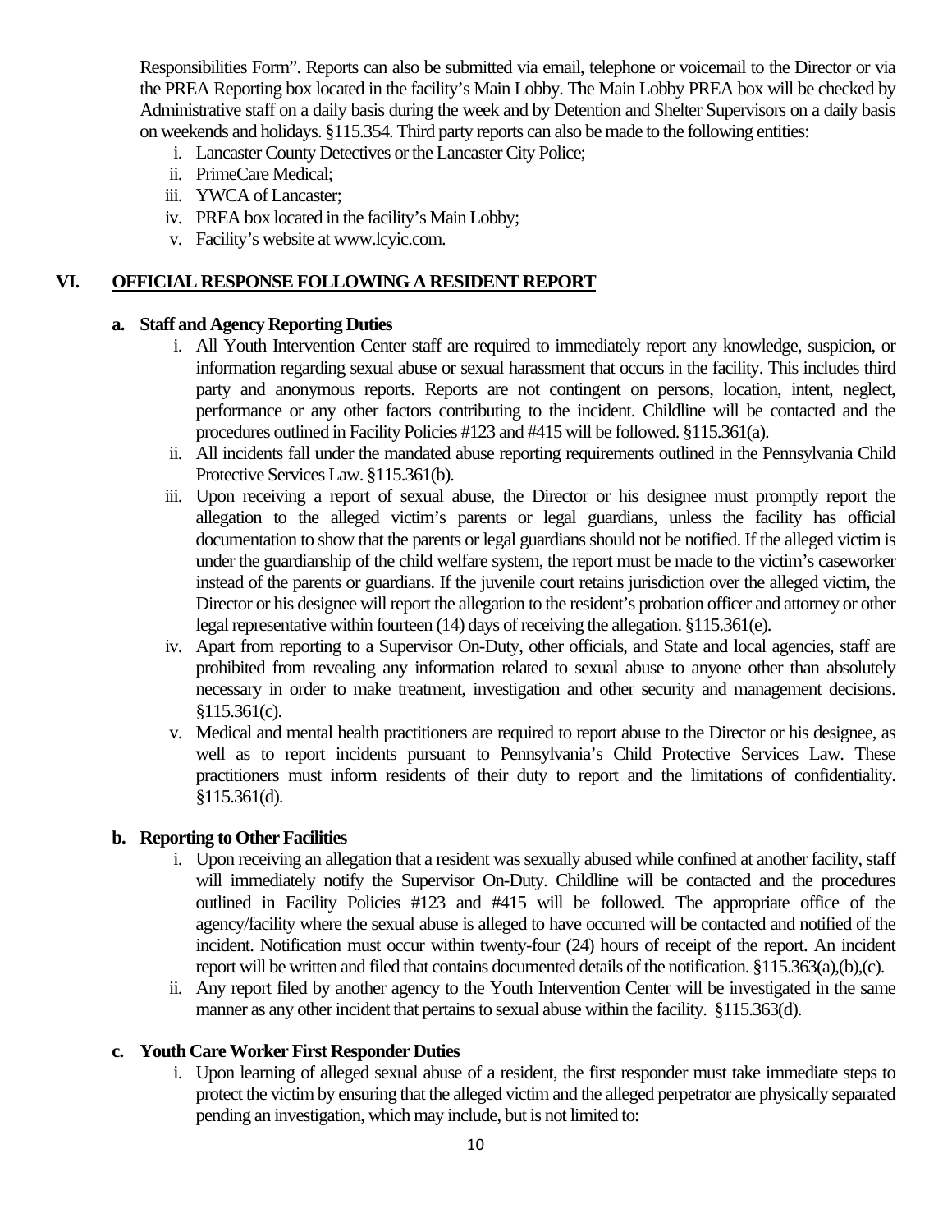Responsibilities Form". Reports can also be submitted via email, telephone or voicemail to the Director or via the PREA Reporting box located in the facility's Main Lobby. The Main Lobby PREA box will be checked by Administrative staff on a daily basis during the week and by Detention and Shelter Supervisors on a daily basis on weekends and holidays. §115.354. Third party reports can also be made to the following entities:

i. Lancaster County Detectives or the Lancaster City Police;
ii. PrimeCare Medical;
iii. YWCA of Lancaster;
iv. PREA box located in the facility's Main Lobby;
v. Facility's website at www.lcyic.com.

## VI. OFFICIAL RESPONSE FOLLOWING A RESIDENT REPORT

### a. Staff and Agency Reporting Duties

i. All Youth Intervention Center staff are required to immediately report any knowledge, suspicion, or information regarding sexual abuse or sexual harassment that occurs in the facility. This includes third party and anonymous reports. Reports are not contingent on persons, location, intent, neglect, performance or any other factors contributing to the incident. Childline will be contacted and the procedures outlined in Facility Policies #123 and #415 will be followed. §115.361(a).

ii. All incidents fall under the mandated abuse reporting requirements outlined in the Pennsylvania Child Protective Services Law. §115.361(b).

iii. Upon receiving a report of sexual abuse, the Director or his designee must promptly report the allegation to the alleged victim's parents or legal guardians, unless the facility has official documentation to show that the parents or legal guardians should not be notified. If the alleged victim is under the guardianship of the child welfare system, the report must be made to the victim's caseworker instead of the parents or guardians. If the juvenile court retains jurisdiction over the alleged victim, the Director or his designee will report the allegation to the resident's probation officer and attorney or other legal representative within fourteen (14) days of receiving the allegation. §115.361(e).

iv. Apart from reporting to a Supervisor On-Duty, other officials, and State and local agencies, staff are prohibited from revealing any information related to sexual abuse to anyone other than absolutely necessary in order to make treatment, investigation and other security and management decisions. §115.361(c).

v. Medical and mental health practitioners are required to report abuse to the Director or his designee, as well as to report incidents pursuant to Pennsylvania's Child Protective Services Law. These practitioners must inform residents of their duty to report and the limitations of confidentiality. §115.361(d).

### b. Reporting to Other Facilities

i. Upon receiving an allegation that a resident was sexually abused while confined at another facility, staff will immediately notify the Supervisor On-Duty. Childline will be contacted and the procedures outlined in Facility Policies #123 and #415 will be followed. The appropriate office of the agency/facility where the sexual abuse is alleged to have occurred will be contacted and notified of the incident. Notification must occur within twenty-four (24) hours of receipt of the report. An incident report will be written and filed that contains documented details of the notification. §115.363(a),(b),(c).

ii. Any report filed by another agency to the Youth Intervention Center will be investigated in the same manner as any other incident that pertains to sexual abuse within the facility. §115.363(d).

### c. Youth Care Worker First Responder Duties

i. Upon learning of alleged sexual abuse of a resident, the first responder must take immediate steps to protect the victim by ensuring that the alleged victim and the alleged perpetrator are physically separated pending an investigation, which may include, but is not limited to: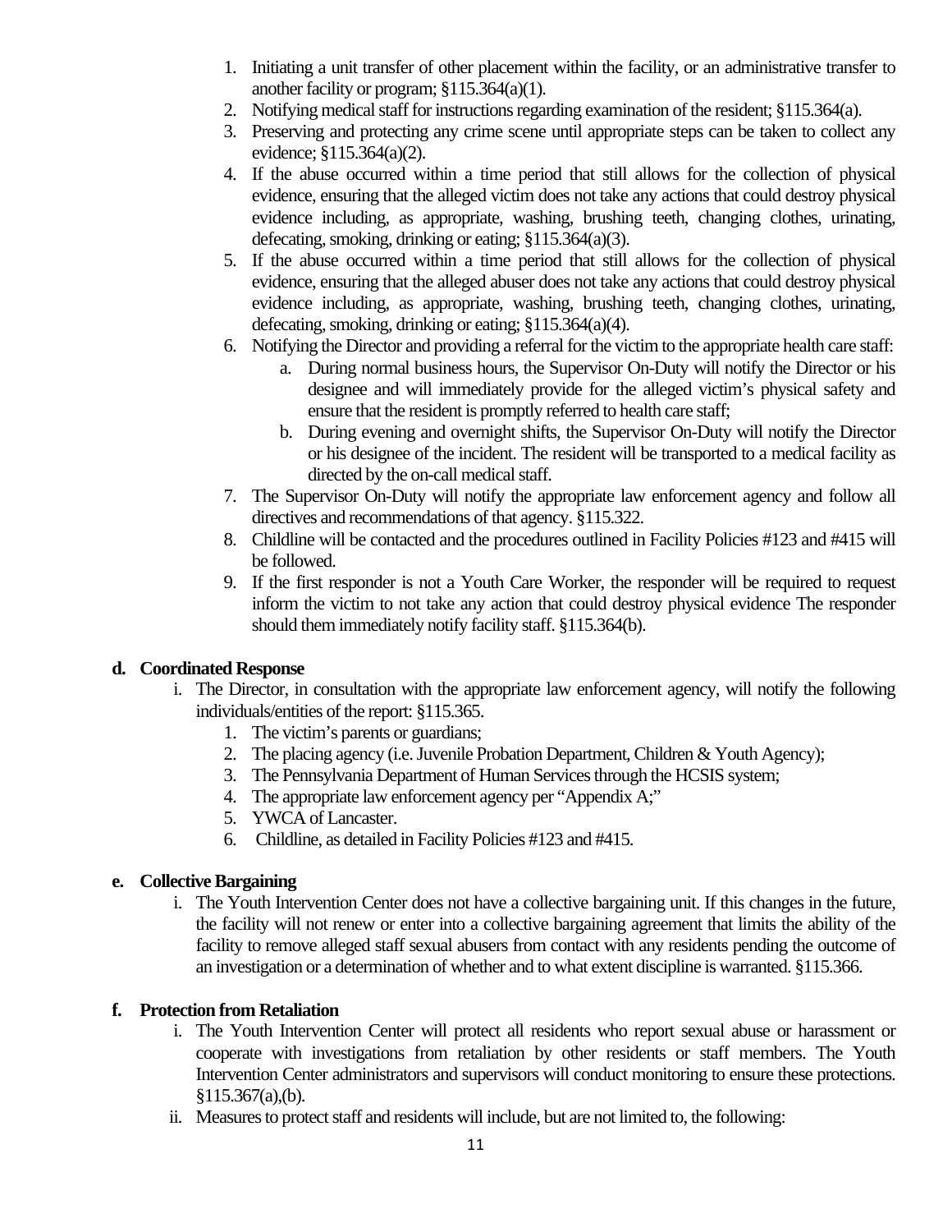1. Initiating a unit transfer of other placement within the facility, or an administrative transfer to another facility or program; §115.364(a)(1).
2. Notifying medical staff for instructions regarding examination of the resident; §115.364(a).
3. Preserving and protecting any crime scene until appropriate steps can be taken to collect any evidence; §115.364(a)(2).
4. If the abuse occurred within a time period that still allows for the collection of physical evidence, ensuring that the alleged victim does not take any actions that could destroy physical evidence including, as appropriate, washing, brushing teeth, changing clothes, urinating, defecating, smoking, drinking or eating; §115.364(a)(3).
5. If the abuse occurred within a time period that still allows for the collection of physical evidence, ensuring that the alleged abuser does not take any actions that could destroy physical evidence including, as appropriate, washing, brushing teeth, changing clothes, urinating, defecating, smoking, drinking or eating; §115.364(a)(4).
6. Notifying the Director and providing a referral for the victim to the appropriate health care staff:
   a. During normal business hours, the Supervisor On-Duty will notify the Director or his designee and will immediately provide for the alleged victim's physical safety and ensure that the resident is promptly referred to health care staff;
   b. During evening and overnight shifts, the Supervisor On-Duty will notify the Director or his designee of the incident. The resident will be transported to a medical facility as directed by the on-call medical staff.
7. The Supervisor On-Duty will notify the appropriate law enforcement agency and follow all directives and recommendations of that agency. §115.322.
8. Childline will be contacted and the procedures outlined in Facility Policies #123 and #415 will be followed.
9. If the first responder is not a Youth Care Worker, the responder will be required to request inform the victim to not take any action that could destroy physical evidence The responder should them immediately notify facility staff. §115.364(b).

**d. Coordinated Response**

i. The Director, in consultation with the appropriate law enforcement agency, will notify the following individuals/entities of the report: §115.365.
   1. The victim's parents or guardians;
   2. The placing agency (i.e. Juvenile Probation Department, Children & Youth Agency);
   3. The Pennsylvania Department of Human Services through the HCSIS system;
   4. The appropriate law enforcement agency per "Appendix A;"
   5. YWCA of Lancaster.
   6. Childline, as detailed in Facility Policies #123 and #415.

**e. Collective Bargaining**

i. The Youth Intervention Center does not have a collective bargaining unit. If this changes in the future, the facility will not renew or enter into a collective bargaining agreement that limits the ability of the facility to remove alleged staff sexual abusers from contact with any residents pending the outcome of an investigation or a determination of whether and to what extent discipline is warranted. §115.366.

**f. Protection from Retaliation**

i. The Youth Intervention Center will protect all residents who report sexual abuse or harassment or cooperate with investigations from retaliation by other residents or staff members. The Youth Intervention Center administrators and supervisors will conduct monitoring to ensure these protections. §115.367(a),(b).

ii. Measures to protect staff and residents will include, but are not limited to, the following: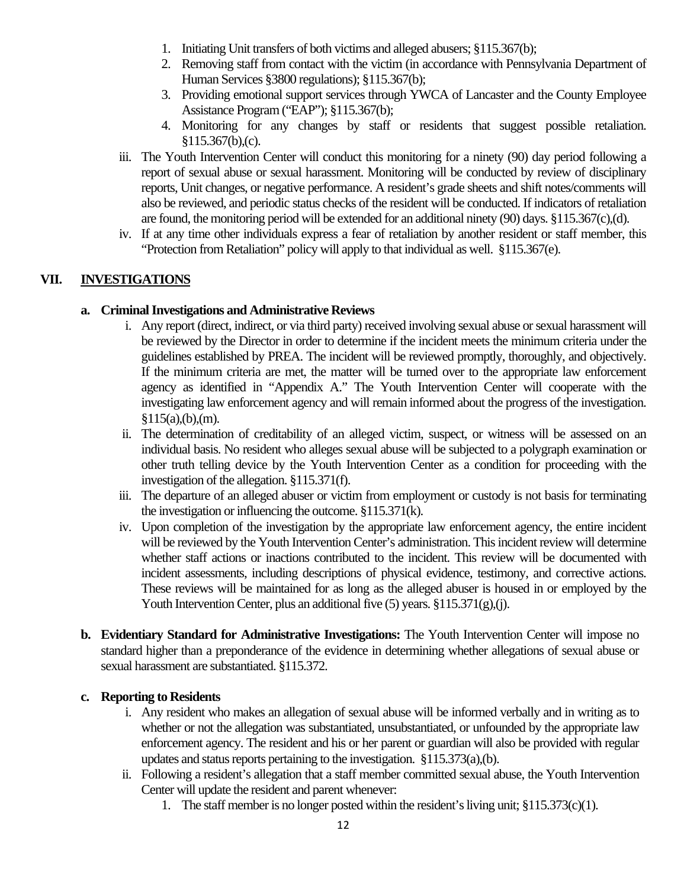1. Initiating Unit transfers of both victims and alleged abusers; §115.367(b);
2. Removing staff from contact with the victim (in accordance with Pennsylvania Department of Human Services §3800 regulations); §115.367(b);
3. Providing emotional support services through YWCA of Lancaster and the County Employee Assistance Program ("EAP"); §115.367(b);
4. Monitoring for any changes by staff or residents that suggest possible retaliation. §115.367(b),(c).

iii. The Youth Intervention Center will conduct this monitoring for a ninety (90) day period following a report of sexual abuse or sexual harassment. Monitoring will be conducted by review of disciplinary reports, Unit changes, or negative performance. A resident's grade sheets and shift notes/comments will also be reviewed, and periodic status checks of the resident will be conducted. If indicators of retaliation are found, the monitoring period will be extended for an additional ninety (90) days. §115.367(c),(d).

iv. If at any time other individuals express a fear of retaliation by another resident or staff member, this "Protection from Retaliation" policy will apply to that individual as well. §115.367(e).

## VII. INVESTIGATIONS

**a. Criminal Investigations and Administrative Reviews**

i. Any report (direct, indirect, or via third party) received involving sexual abuse or sexual harassment will be reviewed by the Director in order to determine if the incident meets the minimum criteria under the guidelines established by PREA. The incident will be reviewed promptly, thoroughly, and objectively. If the minimum criteria are met, the matter will be turned over to the appropriate law enforcement agency as identified in "Appendix A." The Youth Intervention Center will cooperate with the investigating law enforcement agency and will remain informed about the progress of the investigation. §115(a),(b),(m).

ii. The determination of creditability of an alleged victim, suspect, or witness will be assessed on an individual basis. No resident who alleges sexual abuse will be subjected to a polygraph examination or other truth telling device by the Youth Intervention Center as a condition for proceeding with the investigation of the allegation. §115.371(f).

iii. The departure of an alleged abuser or victim from employment or custody is not basis for terminating the investigation or influencing the outcome. §115.371(k).

iv. Upon completion of the investigation by the appropriate law enforcement agency, the entire incident will be reviewed by the Youth Intervention Center's administration. This incident review will determine whether staff actions or inactions contributed to the incident. This review will be documented with incident assessments, including descriptions of physical evidence, testimony, and corrective actions. These reviews will be maintained for as long as the alleged abuser is housed in or employed by the Youth Intervention Center, plus an additional five (5) years. §115.371(g),(j).

**b. Evidentiary Standard for Administrative Investigations:** The Youth Intervention Center will impose no standard higher than a preponderance of the evidence in determining whether allegations of sexual abuse or sexual harassment are substantiated. §115.372.

**c. Reporting to Residents**

i. Any resident who makes an allegation of sexual abuse will be informed verbally and in writing as to whether or not the allegation was substantiated, unsubstantiated, or unfounded by the appropriate law enforcement agency. The resident and his or her parent or guardian will also be provided with regular updates and status reports pertaining to the investigation. §115.373(a),(b).

ii. Following a resident's allegation that a staff member committed sexual abuse, the Youth Intervention Center will update the resident and parent whenever:

1. The staff member is no longer posted within the resident's living unit; §115.373(c)(1).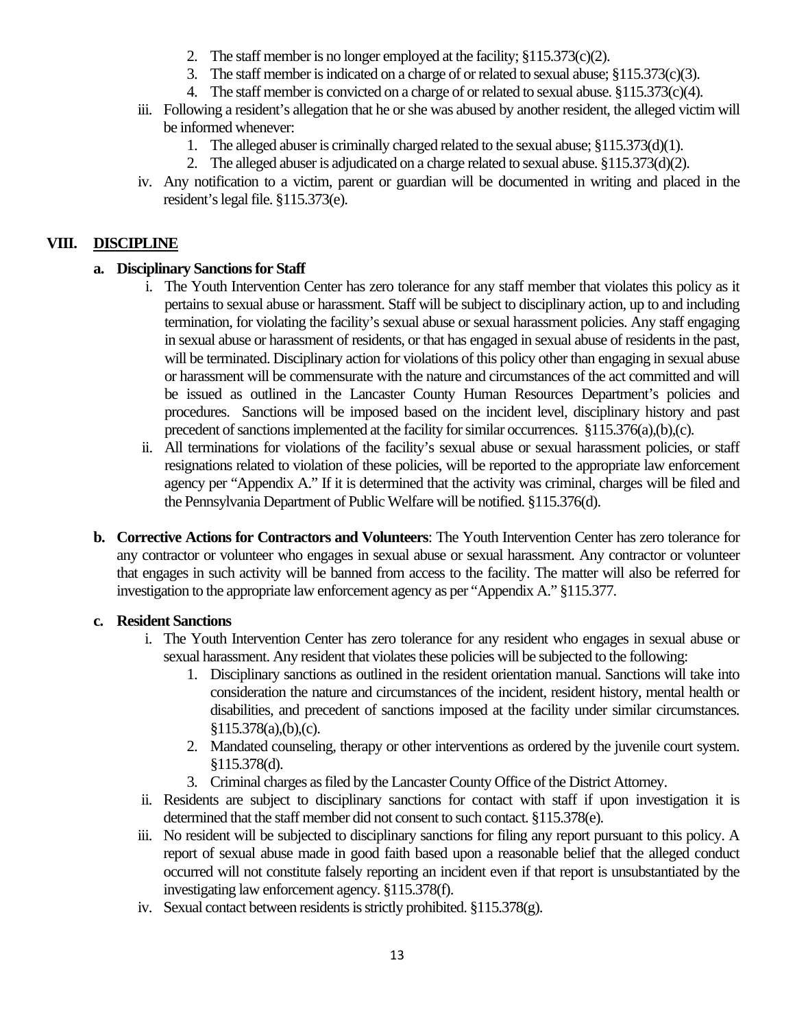2. The staff member is no longer employed at the facility; §115.373(c)(2).
3. The staff member is indicated on a charge of or related to sexual abuse; §115.373(c)(3).
4. The staff member is convicted on a charge of or related to sexual abuse. §115.373(c)(4).

iii. Following a resident's allegation that he or she was abused by another resident, the alleged victim will be informed whenever:

1. The alleged abuser is criminally charged related to the sexual abuse; §115.373(d)(1).
2. The alleged abuser is adjudicated on a charge related to sexual abuse. §115.373(d)(2).

iv. Any notification to a victim, parent or guardian will be documented in writing and placed in the resident's legal file. §115.373(e).

## VIII. DISCIPLINE

### a. Disciplinary Sanctions for Staff

i. The Youth Intervention Center has zero tolerance for any staff member that violates this policy as it pertains to sexual abuse or harassment. Staff will be subject to disciplinary action, up to and including termination, for violating the facility's sexual abuse or sexual harassment policies. Any staff engaging in sexual abuse or harassment of residents, or that has engaged in sexual abuse of residents in the past, will be terminated. Disciplinary action for violations of this policy other than engaging in sexual abuse or harassment will be commensurate with the nature and circumstances of the act committed and will be issued as outlined in the Lancaster County Human Resources Department's policies and procedures. Sanctions will be imposed based on the incident level, disciplinary history and past precedent of sanctions implemented at the facility for similar occurrences. §115.376(a),(b),(c).

ii. All terminations for violations of the facility's sexual abuse or sexual harassment policies, or staff resignations related to violation of these policies, will be reported to the appropriate law enforcement agency per "Appendix A." If it is determined that the activity was criminal, charges will be filed and the Pennsylvania Department of Public Welfare will be notified. §115.376(d).

**b. Corrective Actions for Contractors and Volunteers**: The Youth Intervention Center has zero tolerance for any contractor or volunteer who engages in sexual abuse or sexual harassment. Any contractor or volunteer that engages in such activity will be banned from access to the facility. The matter will also be referred for investigation to the appropriate law enforcement agency as per "Appendix A." §115.377.

### c. Resident Sanctions

i. The Youth Intervention Center has zero tolerance for any resident who engages in sexual abuse or sexual harassment. Any resident that violates these policies will be subjected to the following:

1. Disciplinary sanctions as outlined in the resident orientation manual. Sanctions will take into consideration the nature and circumstances of the incident, resident history, mental health or disabilities, and precedent of sanctions imposed at the facility under similar circumstances. §115.378(a),(b),(c).
2. Mandated counseling, therapy or other interventions as ordered by the juvenile court system. §115.378(d).
3. Criminal charges as filed by the Lancaster County Office of the District Attorney.

ii. Residents are subject to disciplinary sanctions for contact with staff if upon investigation it is determined that the staff member did not consent to such contact. §115.378(e).

iii. No resident will be subjected to disciplinary sanctions for filing any report pursuant to this policy. A report of sexual abuse made in good faith based upon a reasonable belief that the alleged conduct occurred will not constitute falsely reporting an incident even if that report is unsubstantiated by the investigating law enforcement agency. §115.378(f).

iv. Sexual contact between residents is strictly prohibited. §115.378(g).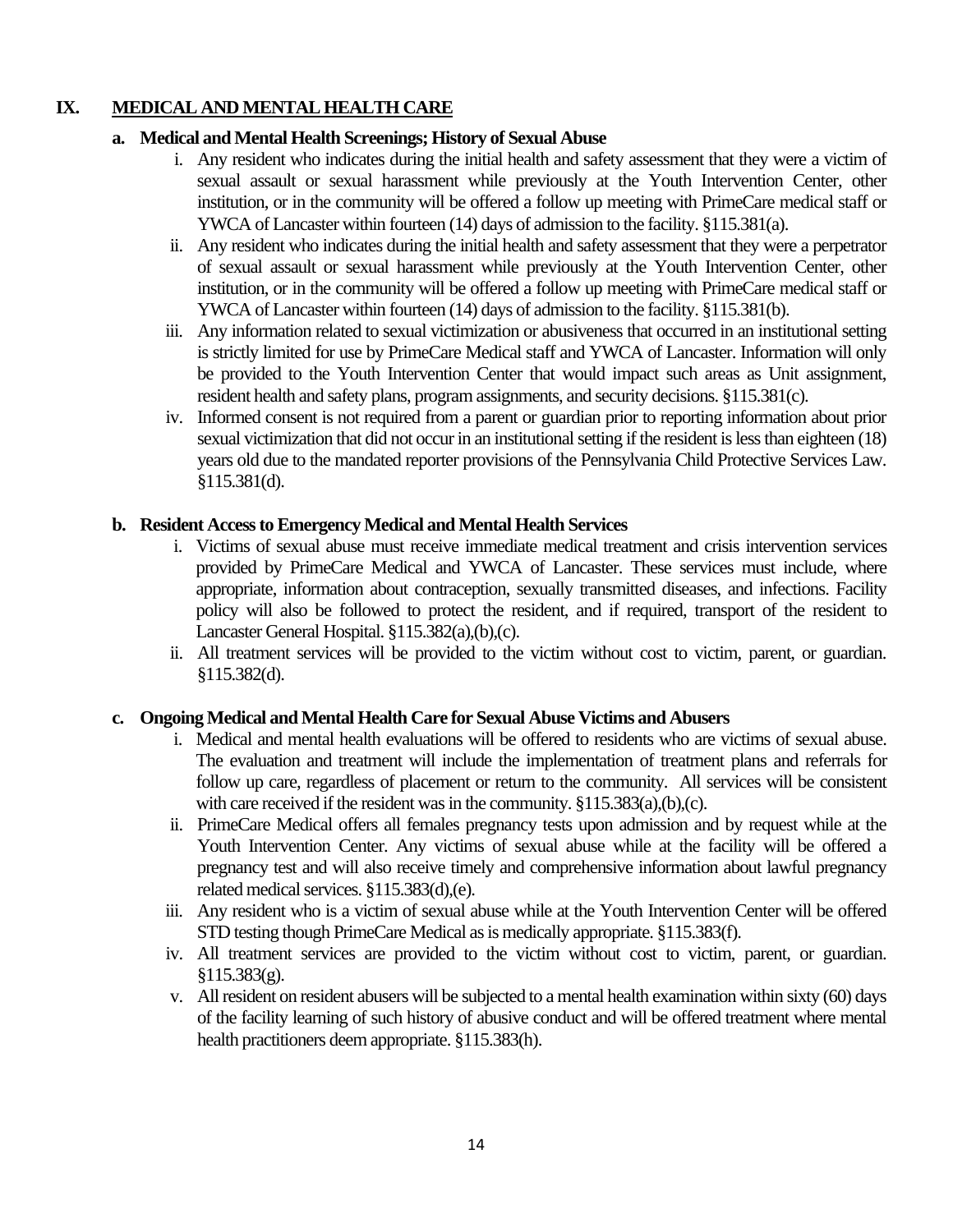## IX. MEDICAL AND MENTAL HEALTH CARE

### a. Medical and Mental Health Screenings; History of Sexual Abuse

i. Any resident who indicates during the initial health and safety assessment that they were a victim of sexual assault or sexual harassment while previously at the Youth Intervention Center, other institution, or in the community will be offered a follow up meeting with PrimeCare medical staff or YWCA of Lancaster within fourteen (14) days of admission to the facility. §115.381(a).

ii. Any resident who indicates during the initial health and safety assessment that they were a perpetrator of sexual assault or sexual harassment while previously at the Youth Intervention Center, other institution, or in the community will be offered a follow up meeting with PrimeCare medical staff or YWCA of Lancaster within fourteen (14) days of admission to the facility. §115.381(b).

iii. Any information related to sexual victimization or abusiveness that occurred in an institutional setting is strictly limited for use by PrimeCare Medical staff and YWCA of Lancaster. Information will only be provided to the Youth Intervention Center that would impact such areas as Unit assignment, resident health and safety plans, program assignments, and security decisions. §115.381(c).

iv. Informed consent is not required from a parent or guardian prior to reporting information about prior sexual victimization that did not occur in an institutional setting if the resident is less than eighteen (18) years old due to the mandated reporter provisions of the Pennsylvania Child Protective Services Law. §115.381(d).

### b. Resident Access to Emergency Medical and Mental Health Services

i. Victims of sexual abuse must receive immediate medical treatment and crisis intervention services provided by PrimeCare Medical and YWCA of Lancaster. These services must include, where appropriate, information about contraception, sexually transmitted diseases, and infections. Facility policy will also be followed to protect the resident, and if required, transport of the resident to Lancaster General Hospital. §115.382(a),(b),(c).

ii. All treatment services will be provided to the victim without cost to victim, parent, or guardian. §115.382(d).

### c. Ongoing Medical and Mental Health Care for Sexual Abuse Victims and Abusers

i. Medical and mental health evaluations will be offered to residents who are victims of sexual abuse. The evaluation and treatment will include the implementation of treatment plans and referrals for follow up care, regardless of placement or return to the community. All services will be consistent with care received if the resident was in the community. §115.383(a),(b),(c).

ii. PrimeCare Medical offers all females pregnancy tests upon admission and by request while at the Youth Intervention Center. Any victims of sexual abuse while at the facility will be offered a pregnancy test and will also receive timely and comprehensive information about lawful pregnancy related medical services. §115.383(d),(e).

iii. Any resident who is a victim of sexual abuse while at the Youth Intervention Center will be offered STD testing though PrimeCare Medical as is medically appropriate. §115.383(f).

iv. All treatment services are provided to the victim without cost to victim, parent, or guardian. §115.383(g).

v. All resident on resident abusers will be subjected to a mental health examination within sixty (60) days of the facility learning of such history of abusive conduct and will be offered treatment where mental health practitioners deem appropriate. §115.383(h).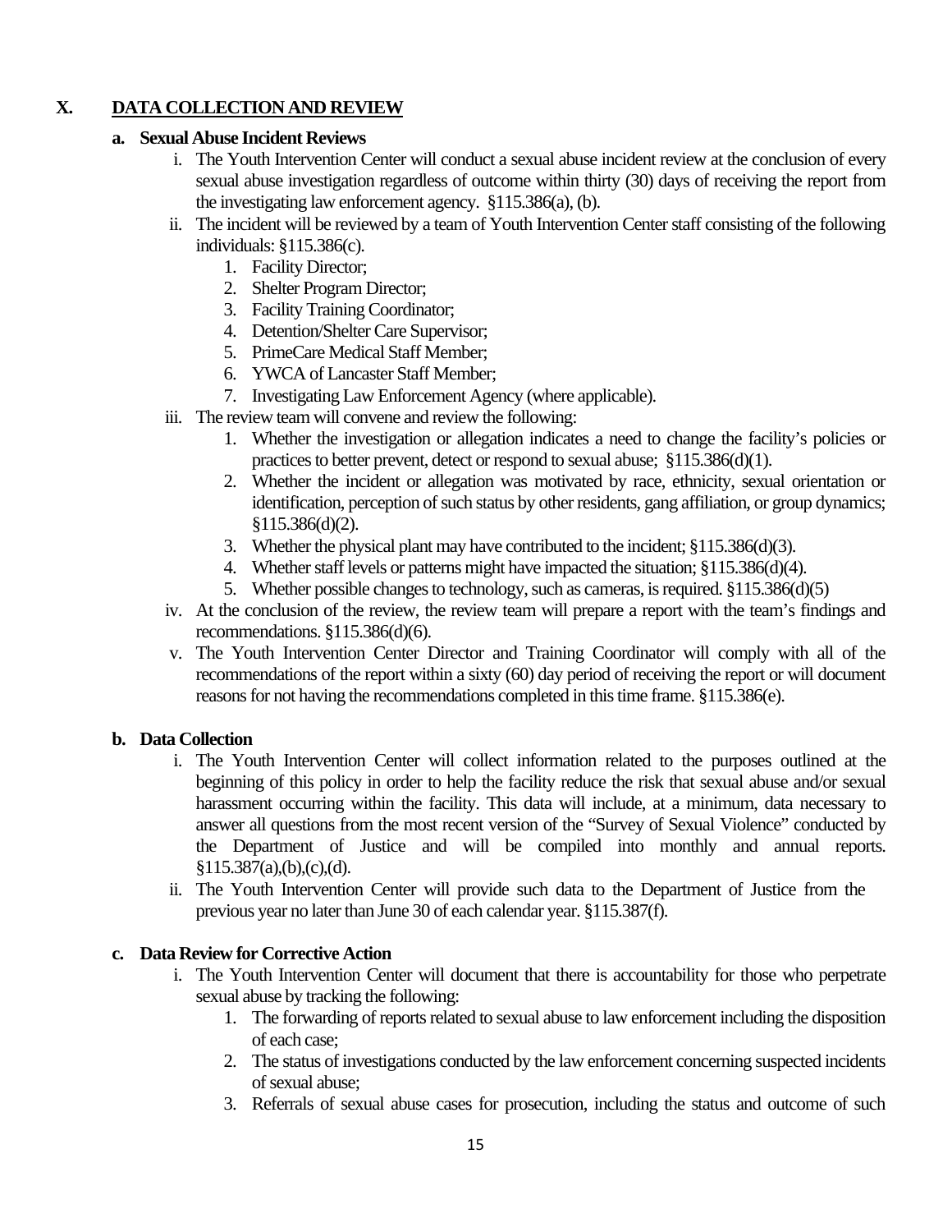## X. DATA COLLECTION AND REVIEW

### a. Sexual Abuse Incident Reviews

- i. The Youth Intervention Center will conduct a sexual abuse incident review at the conclusion of every sexual abuse investigation regardless of outcome within thirty (30) days of receiving the report from the investigating law enforcement agency. §115.386(a), (b).
- ii. The incident will be reviewed by a team of Youth Intervention Center staff consisting of the following individuals: §115.386(c).
  1. Facility Director;
  2. Shelter Program Director;
  3. Facility Training Coordinator;
  4. Detention/Shelter Care Supervisor;
  5. PrimeCare Medical Staff Member;
  6. YWCA of Lancaster Staff Member;
  7. Investigating Law Enforcement Agency (where applicable).
- iii. The review team will convene and review the following:
  1. Whether the investigation or allegation indicates a need to change the facility's policies or practices to better prevent, detect or respond to sexual abuse; §115.386(d)(1).
  2. Whether the incident or allegation was motivated by race, ethnicity, sexual orientation or identification, perception of such status by other residents, gang affiliation, or group dynamics; §115.386(d)(2).
  3. Whether the physical plant may have contributed to the incident; §115.386(d)(3).
  4. Whether staff levels or patterns might have impacted the situation; §115.386(d)(4).
  5. Whether possible changes to technology, such as cameras, is required. §115.386(d)(5)
- iv. At the conclusion of the review, the review team will prepare a report with the team's findings and recommendations. §115.386(d)(6).
- v. The Youth Intervention Center Director and Training Coordinator will comply with all of the recommendations of the report within a sixty (60) day period of receiving the report or will document reasons for not having the recommendations completed in this time frame. §115.386(e).

### b. Data Collection

- i. The Youth Intervention Center will collect information related to the purposes outlined at the beginning of this policy in order to help the facility reduce the risk that sexual abuse and/or sexual harassment occurring within the facility. This data will include, at a minimum, data necessary to answer all questions from the most recent version of the "Survey of Sexual Violence" conducted by the Department of Justice and will be compiled into monthly and annual reports. §115.387(a),(b),(c),(d).
- ii. The Youth Intervention Center will provide such data to the Department of Justice from the previous year no later than June 30 of each calendar year. §115.387(f).

### c. Data Review for Corrective Action

- i. The Youth Intervention Center will document that there is accountability for those who perpetrate sexual abuse by tracking the following:
  1. The forwarding of reports related to sexual abuse to law enforcement including the disposition of each case;
  2. The status of investigations conducted by the law enforcement concerning suspected incidents of sexual abuse;
  3. Referrals of sexual abuse cases for prosecution, including the status and outcome of such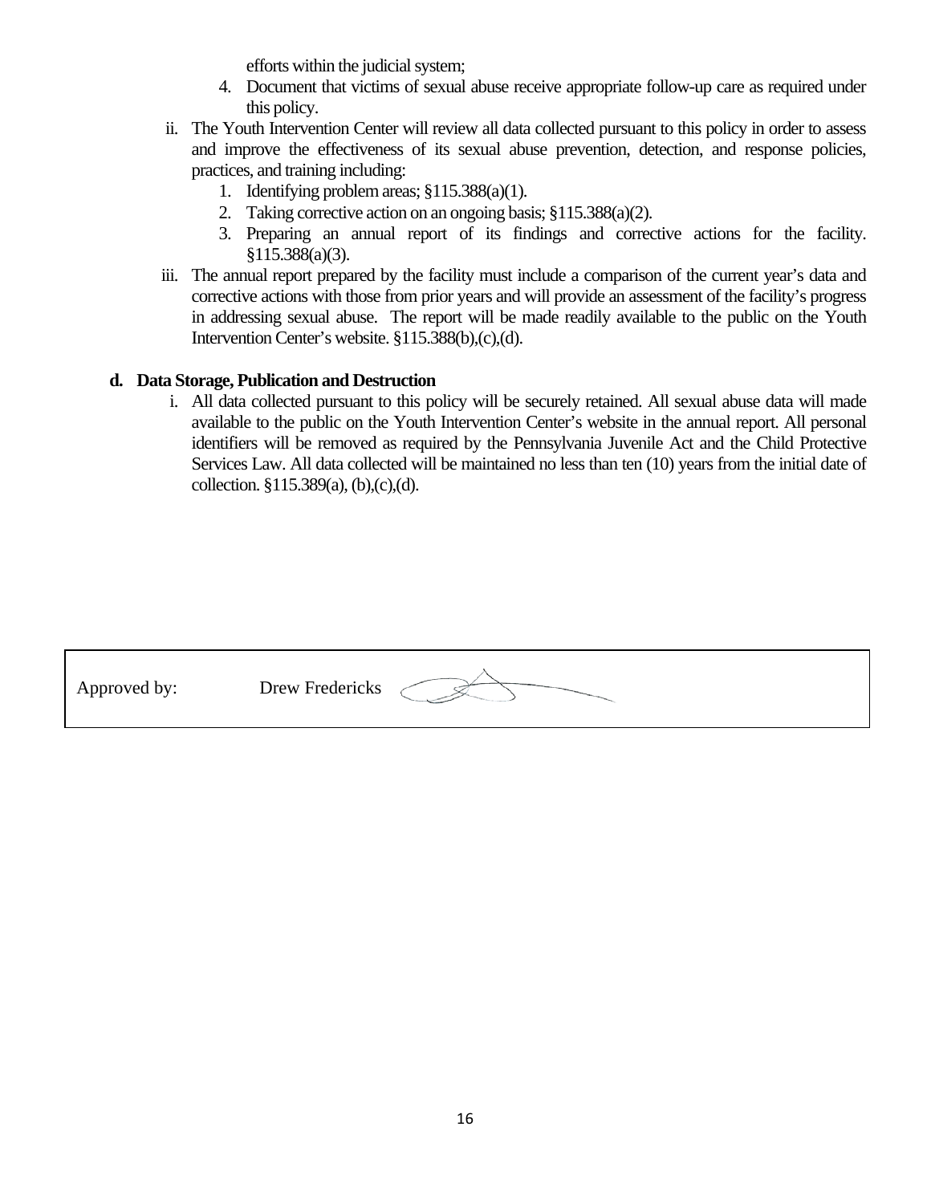efforts within the judicial system;

4. Document that victims of sexual abuse receive appropriate follow-up care as required under this policy.

ii. The Youth Intervention Center will review all data collected pursuant to this policy in order to assess and improve the effectiveness of its sexual abuse prevention, detection, and response policies, practices, and training including:
   1. Identifying problem areas; §115.388(a)(1).
   2. Taking corrective action on an ongoing basis; §115.388(a)(2).
   3. Preparing an annual report of its findings and corrective actions for the facility. §115.388(a)(3).

iii. The annual report prepared by the facility must include a comparison of the current year's data and corrective actions with those from prior years and will provide an assessment of the facility's progress in addressing sexual abuse. The report will be made readily available to the public on the Youth Intervention Center's website. §115.388(b),(c),(d).

**d. Data Storage, Publication and Destruction**

i. All data collected pursuant to this policy will be securely retained. All sexual abuse data will made available to the public on the Youth Intervention Center's website in the annual report. All personal identifiers will be removed as required by the Pennsylvania Juvenile Act and the Child Protective Services Law. All data collected will be maintained no less than ten (10) years from the initial date of collection. §115.389(a), (b),(c),(d).

| | |
|---|---|
| Approved by: | Drew Fredericks |